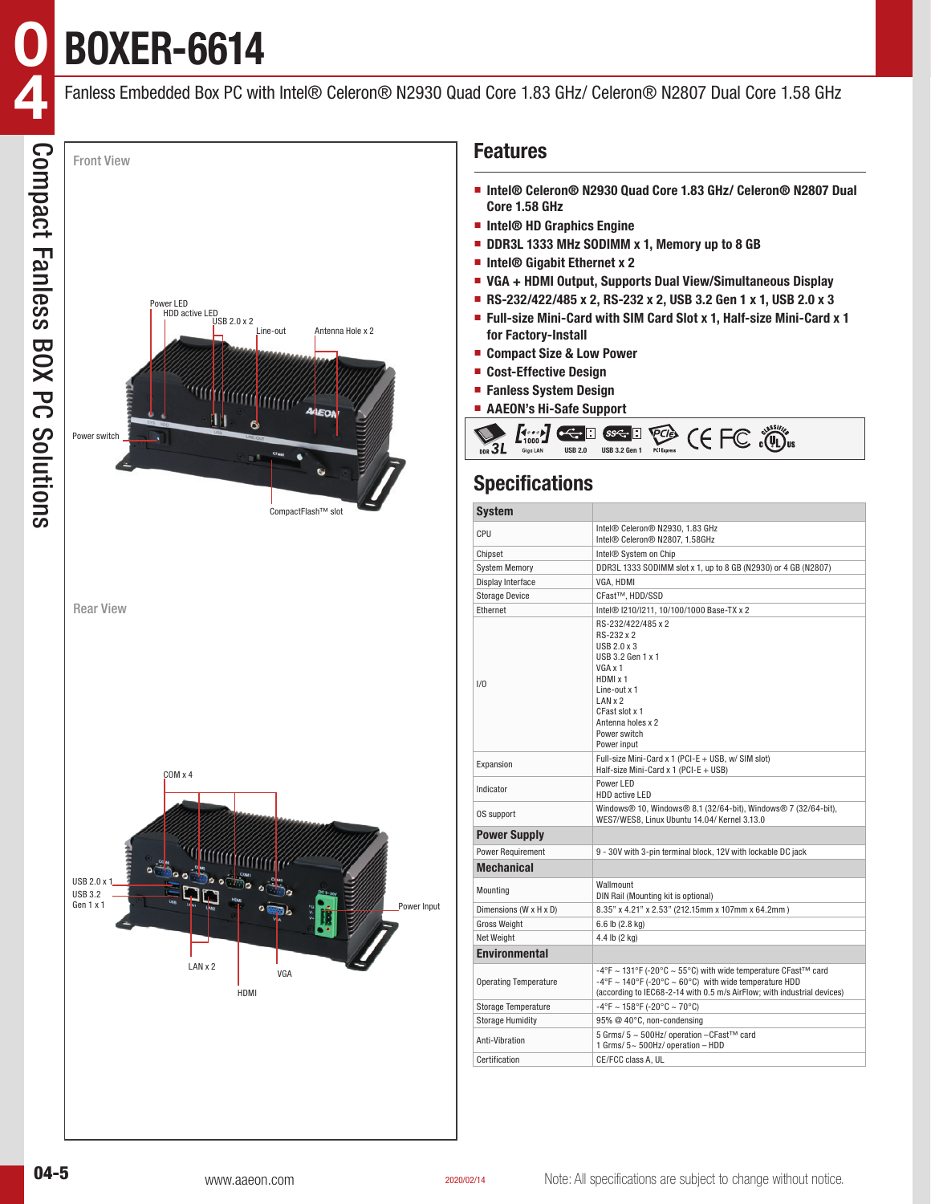# BOXER-6614

Fanless Embedded Box PC with Intel® Celeron® N2930 Quad Core 1.83 GHz/ Celeron® N2807 Dual Core 1.58 GHz

Compact Fanless BOX PC Solutions

Front View

Power LED
HDD active LED
USB 2.0 x 2
Line-out
Antenna Hole x 2
Power switch
CompactFlash™ slot

Rear View

COM x 4
USB 2.0 x 1
USB 3.2 Gen 1 x 1
Power Input
LAN x 2
VGA
HDMI

## Features

- Intel® Celeron® N2930 Quad Core 1.83 GHz/ Celeron® N2807 Dual Core 1.58 GHz
- Intel® HD Graphics Engine
- DDR3L 1333 MHz SODIMM x 1, Memory up to 8 GB
- Intel® Gigabit Ethernet x 2
- VGA + HDMI Output, Supports Dual View/Simultaneous Display
- RS-232/422/485 x 2, RS-232 x 2, USB 3.2 Gen 1 x 1, USB 2.0 x 3
- Full-size Mini-Card with SIM Card Slot x 1, Half-size Mini-Card x 1 for Factory-Install
- Compact Size & Low Power
- Cost-Effective Design
- Fanless System Design
- AAEON's Hi-Safe Support

DDR3L | Giga LAN | USB 2.0 | USB 3.2 Gen 1 | PCI Express | CE | FC | cULus

## Specifications

| **System** | |
|---|---|
| CPU | Intel® Celeron® N2930, 1.83 GHz<br>Intel® Celeron® N2807, 1.58GHz |
| Chipset | Intel® System on Chip |
| System Memory | DDR3L 1333 SODIMM slot x 1, up to 8 GB (N2930) or 4 GB (N2807) |
| Display Interface | VGA, HDMI |
| Storage Device | CFast™, HDD/SSD |
| Ethernet | Intel® I210/I211, 10/100/1000 Base-TX x 2 |
| I/O | RS-232/422/485 x 2<br>RS-232 x 2<br>USB 2.0 x 3<br>USB 3.2 Gen 1 x 1<br>VGA x 1<br>HDMI x 1<br>Line-out x 1<br>LAN x 2<br>CFast slot x 1<br>Antenna holes x 2<br>Power switch<br>Power input |
| Expansion | Full-size Mini-Card x 1 (PCI-E + USB, w/ SIM slot)<br>Half-size Mini-Card x 1 (PCI-E + USB) |
| Indicator | Power LED<br>HDD active LED |
| OS support | Windows® 10, Windows® 8.1 (32/64-bit), Windows® 7 (32/64-bit), WES7/WES8, Linux Ubuntu 14.04/ Kernel 3.13.0 |
| **Power Supply** | |
| Power Requirement | 9 - 30V with 3-pin terminal block, 12V with lockable DC jack |
| **Mechanical** | |
| Mounting | Wallmount<br>DIN Rail (Mounting kit is optional) |
| Dimensions (W x H x D) | 8.35" x 4.21" x 2.53" (212.15mm x 107mm x 64.2mm ) |
| Gross Weight | 6.6 lb (2.8 kg) |
| Net Weight | 4.4 lb (2 kg) |
| **Environmental** | |
| Operating Temperature | -4°F ~ 131°F (-20°C ~ 55°C) with wide temperature CFast™ card<br>-4°F ~ 140°F (-20°C ~ 60°C) with wide temperature HDD<br>(according to IEC68-2-14 with 0.5 m/s AirFlow; with industrial devices) |
| Storage Temperature | -4°F ~ 158°F (-20°C ~ 70°C) |
| Storage Humidity | 95% @ 40°C, non-condensing |
| Anti-Vibration | 5 Grms/ 5 ~ 500Hz/ operation –CFast™ card<br>1 Grms/ 5~ 500Hz/ operation – HDD |
| Certification | CE/FCC class A, UL |

www.aaeon.com 2020/02/14 Note: All specifications are subject to change without notice.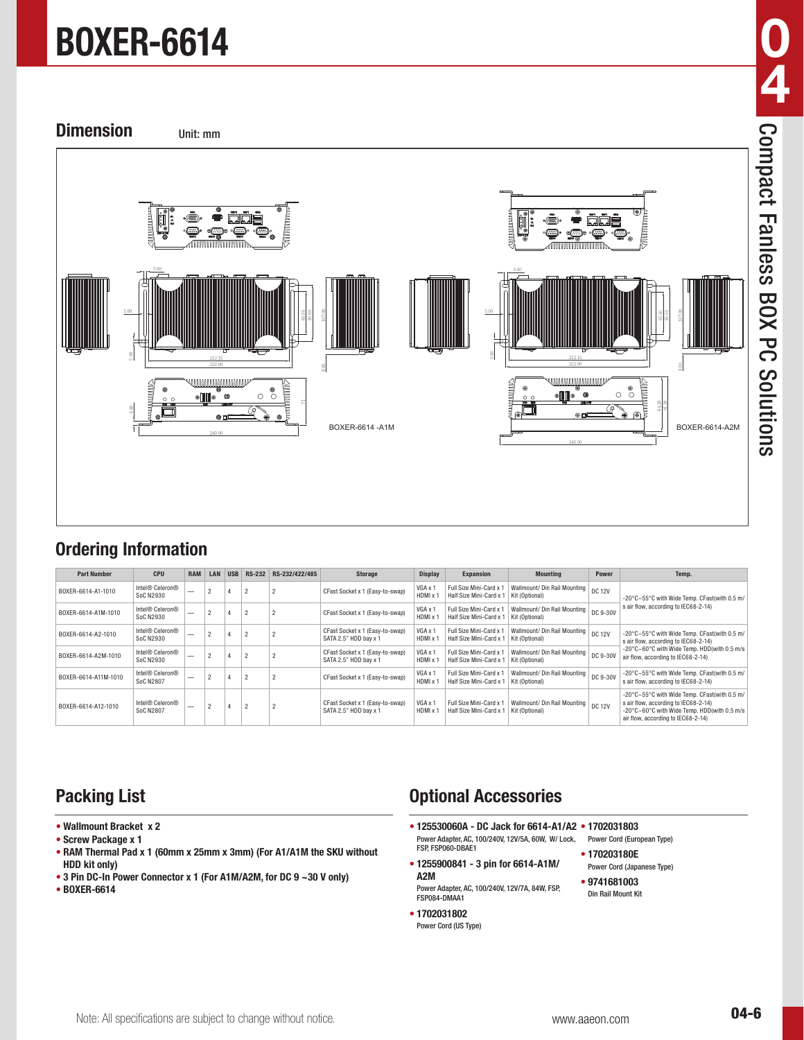# BOXER-6614

## Dimension

Unit: mm

5.00

5.00

5.00

212.15

222.00

85.00

95.00

107.00

9.00

6.80

71

240.00

BOXER-6614 -A1M

5.00

5.00

5.00

212.15

222.00

85.00

95.00

107.00

9.00

84.38

91.38

240.00

BOXER-6614-A2M

## Ordering Information

| Part Number | CPU | RAM | LAN | USB | RS-232 | RS-232/422/485 | Storage | Display | Expansion | Mounting | Power | Temp. |
|---|---|---|---|---|---|---|---|---|---|---|---|---|
| BOXER-6614-A1-1010 | Intel® Celeron® SoC N2930 | — | 2 | 4 | 2 | 2 | CFast Socket x 1 (Easy-to-swap) | VGA x 1 HDMI x 1 | Full Size Mini-Card x 1 Half Size Mini-Card x 1 | Wallmount/ Din Rail Mounting Kit (Optional) | DC 12V | -20°C~55°C with Wide Temp. CFast(with 0.5 m/s air flow, according to IEC68-2-14) |
| BOXER-6614-A1M-1010 | Intel® Celeron® SoC N2930 | — | 2 | 4 | 2 | 2 | CFast Socket x 1 (Easy-to-swap) | VGA x 1 HDMI x 1 | Full Size Mini-Card x 1 Half Size Mini-Card x 1 | Wallmount/ Din Rail Mounting Kit (Optional) | DC 9-30V | |
| BOXER-6614-A2-1010 | Intel® Celeron® SoC N2930 | — | 2 | 4 | 2 | 2 | CFast Socket x 1 (Easy-to-swap) SATA 2.5" HDD bay x 1 | VGA x 1 HDMI x 1 | Full Size Mini-Card x 1 Half Size Mini-Card x 1 | Wallmount/ Din Rail Mounting Kit (Optional) | DC 12V | -20°C~55°C with Wide Temp. CFast(with 0.5 m/s air flow, according to IEC68-2-14) -20°C~60°C with Wide Temp. HDD(with 0.5 m/s air flow, according to IEC68-2-14) |
| BOXER-6614-A2M-1010 | Intel® Celeron® SoC N2930 | — | 2 | 4 | 2 | 2 | CFast Socket x 1 (Easy-to-swap) SATA 2.5" HDD bay x 1 | VGA x 1 HDMI x 1 | Full Size Mini-Card x 1 Half Size Mini-Card x 1 | Wallmount/ Din Rail Mounting Kit (Optional) | DC 9-30V | |
| BOXER-6614-A11M-1010 | Intel® Celeron® SoC N2807 | — | 2 | 4 | 2 | 2 | CFast Socket x 1 (Easy-to-swap) | VGA x 1 HDMI x 1 | Full Size Mini-Card x 1 Half Size Mini-Card x 1 | Wallmount/ Din Rail Mounting Kit (Optional) | DC 9-30V | -20°C~55°C with Wide Temp. CFast(with 0.5 m/s air flow, according to IEC68-2-14) |
| BOXER-6614-A12-1010 | Intel® Celeron® SoC N2807 | — | 2 | 4 | 2 | 2 | CFast Socket x 1 (Easy-to-swap) SATA 2.5" HDD bay x 1 | VGA x 1 HDMI x 1 | Full Size Mini-Card x 1 Half Size Mini-Card x 1 | Wallmount/ Din Rail Mounting Kit (Optional) | DC 12V | -20°C~55°C with Wide Temp. CFast(with 0.5 m/s air flow, according to IEC68-2-14) -20°C~60°C with Wide Temp. HDD(with 0.5 m/s air flow, according to IEC68-2-14) |

## Packing List

- **Wallmount Bracket x 2**
- **Screw Package x 1**
- **RAM Thermal Pad x 1 (60mm x 25mm x 3mm) (For A1/A1M the SKU without HDD kit only)**
- **3 Pin DC-In Power Connector x 1 (For A1M/A2M, for DC 9 ~30 V only)**
- **BOXER-6614**

## Optional Accessories

- **125530060A - DC Jack for 6614-A1/A2**
  Power Adapter, AC, 100/240V, 12V/5A, 60W, W/ Lock, FSP, FSP060-DBAE1
- **1255900841 - 3 pin for 6614-A1M/A2M**
  Power Adapter, AC, 100/240V, 12V/7A, 84W, FSP, FSP084-DMAA1
- **1702031802**
  Power Cord (US Type)
- **1702031803**
  Power Cord (European Type)
- **170203180E**
  Power Cord (Japanese Type)
- **9741681003**
  Din Rail Mount Kit

Note: All specifications are subject to change without notice.